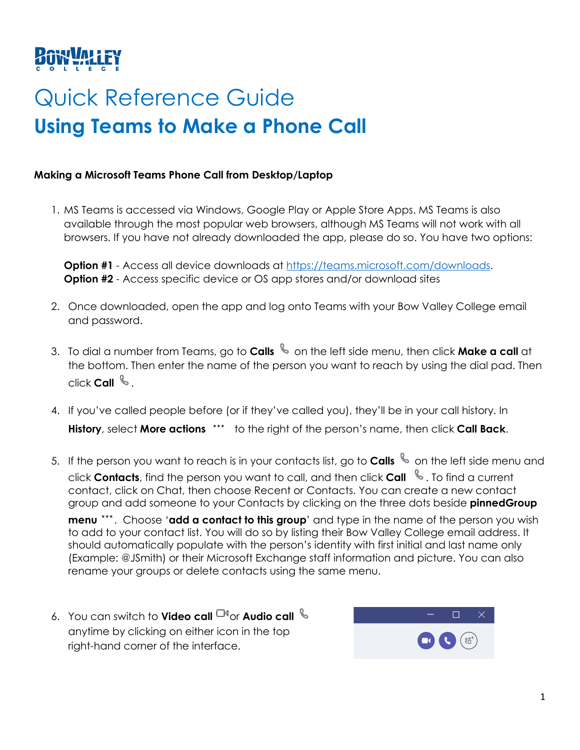BOW VALLEY COLLEGE

# Quick Reference Guide

# Using Teams to Make a Phone Call

**Making a Microsoft Teams Phone Call from Desktop/Laptop**

1. MS Teams is accessed via Windows, Google Play or Apple Store Apps. MS Teams is also available through the most popular web browsers, although MS Teams will not work with all browsers. If you have not already downloaded the app, please do so. You have two options:

   **Option #1** - Access all device downloads at [https://teams.microsoft.com/downloads](https://teams.microsoft.com/downloads).
   **Option #2** - Access specific device or OS app stores and/or download sites

2. Once downloaded, open the app and log onto Teams with your Bow Valley College email and password.

3. To dial a number from Teams, go to **Calls** on the left side menu, then click **Make a call** at the bottom. Then enter the name of the person you want to reach by using the dial pad. Then click **Call**.

4. If you've called people before (or if they've called you), they'll be in your call history. In **History**, select **More actions** ••• to the right of the person's name, then click **Call Back**.

5. If the person you want to reach is in your contacts list, go to **Calls** on the left side menu and click **Contacts**, find the person you want to call, and then click **Call**. To find a current contact, click on Chat, then choose Recent or Contacts. You can create a new contact group and add someone to your Contacts by clicking on the three dots beside **pinnedGroup menu** •••. Choose '**add a contact to this group**' and type in the name of the person you wish to add to your contact list. You will do so by listing their Bow Valley College email address. It should automatically populate with the person's identity with first initial and last name only (Example: @JSmith) or their Microsoft Exchange staff information and picture. You can also rename your groups or delete contacts using the same menu.

6. You can switch to **Video call** or **Audio call** anytime by clicking on either icon in the top right-hand corner of the interface.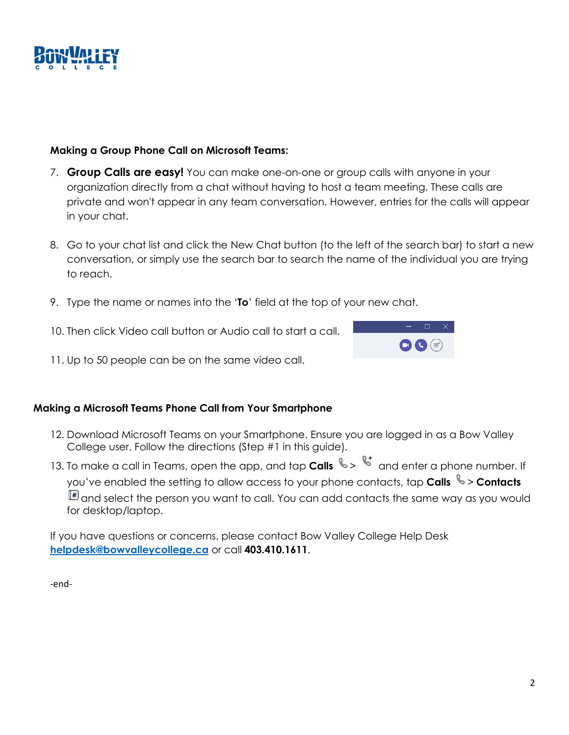**Making a Group Phone Call on Microsoft Teams:**

7. **Group Calls are easy!** You can make one-on-one or group calls with anyone in your organization directly from a chat without having to host a team meeting. These calls are private and won't appear in any team conversation. However, entries for the calls will appear in your chat.

8. Go to your chat list and click the New Chat button (to the left of the search bar) to start a new conversation, or simply use the search bar to search the name of the individual you are trying to reach.

9. Type the name or names into the '**To**' field at the top of your new chat.

10. Then click Video call button or Audio call to start a call.

11. Up to 50 people can be on the same video call.

**Making a Microsoft Teams Phone Call from Your Smartphone**

12. Download Microsoft Teams on your Smartphone. Ensure you are logged in as a Bow Valley College user. Follow the directions (Step #1 in this guide).
13. To make a call in Teams, open the app, and tap **Calls** > and enter a phone number. If you've enabled the setting to allow access to your phone contacts, tap **Calls** > **Contacts** and select the person you want to call. You can add contacts the same way as you would for desktop/laptop.

If you have questions or concerns, please contact Bow Valley College Help Desk [helpdesk@bowvalleycollege.ca](mailto:helpdesk@bowvalleycollege.ca) or call **403.410.1611**.

-end-